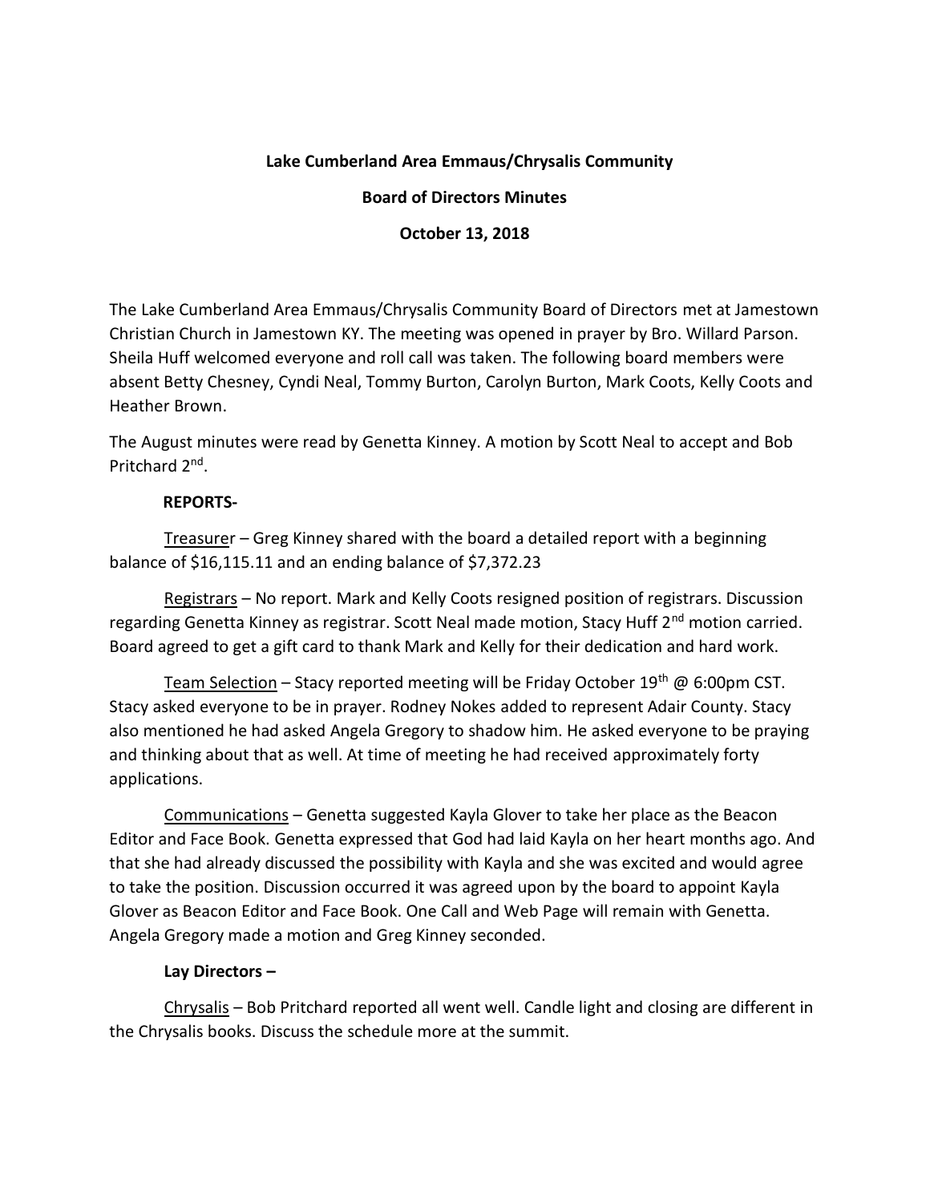**Lake Cumberland Area Emmaus/Chrysalis Community**

**Board of Directors Minutes**

**October 13, 2018**

The Lake Cumberland Area Emmaus/Chrysalis Community Board of Directors met at Jamestown Christian Church in Jamestown KY. The meeting was opened in prayer by Bro. Willard Parson. Sheila Huff welcomed everyone and roll call was taken. The following board members were absent Betty Chesney, Cyndi Neal, Tommy Burton, Carolyn Burton, Mark Coots, Kelly Coots and Heather Brown.

The August minutes were read by Genetta Kinney. A motion by Scott Neal to accept and Bob Pritchard 2nd.

**REPORTS-**

Treasurer – Greg Kinney shared with the board a detailed report with a beginning balance of $16,115.11 and an ending balance of $7,372.23

Registrars – No report. Mark and Kelly Coots resigned position of registrars. Discussion regarding Genetta Kinney as registrar. Scott Neal made motion, Stacy Huff 2nd motion carried. Board agreed to get a gift card to thank Mark and Kelly for their dedication and hard work.

Team Selection – Stacy reported meeting will be Friday October 19th @ 6:00pm CST. Stacy asked everyone to be in prayer. Rodney Nokes added to represent Adair County. Stacy also mentioned he had asked Angela Gregory to shadow him. He asked everyone to be praying and thinking about that as well. At time of meeting he had received approximately forty applications.

Communications – Genetta suggested Kayla Glover to take her place as the Beacon Editor and Face Book. Genetta expressed that God had laid Kayla on her heart months ago. And that she had already discussed the possibility with Kayla and she was excited and would agree to take the position. Discussion occurred it was agreed upon by the board to appoint Kayla Glover as Beacon Editor and Face Book. One Call and Web Page will remain with Genetta. Angela Gregory made a motion and Greg Kinney seconded.

**Lay Directors –**

Chrysalis – Bob Pritchard reported all went well. Candle light and closing are different in the Chrysalis books. Discuss the schedule more at the summit.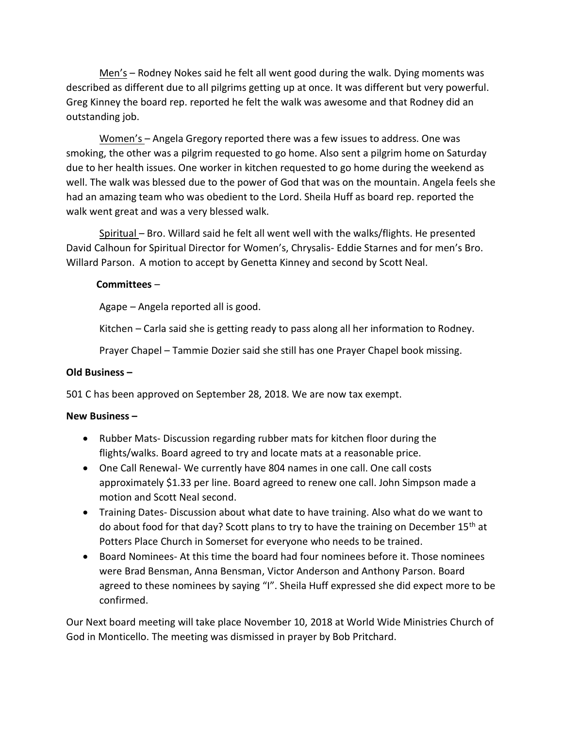Men's – Rodney Nokes said he felt all went good during the walk. Dying moments was described as different due to all pilgrims getting up at once. It was different but very powerful. Greg Kinney the board rep. reported he felt the walk was awesome and that Rodney did an outstanding job.

Women's – Angela Gregory reported there was a few issues to address. One was smoking, the other was a pilgrim requested to go home. Also sent a pilgrim home on Saturday due to her health issues. One worker in kitchen requested to go home during the weekend as well. The walk was blessed due to the power of God that was on the mountain. Angela feels she had an amazing team who was obedient to the Lord. Sheila Huff as board rep. reported the walk went great and was a very blessed walk.

Spiritual – Bro. Willard said he felt all went well with the walks/flights. He presented David Calhoun for Spiritual Director for Women's, Chrysalis- Eddie Starnes and for men's Bro. Willard Parson. A motion to accept by Genetta Kinney and second by Scott Neal.

**Committees** –

Agape – Angela reported all is good.

Kitchen – Carla said she is getting ready to pass along all her information to Rodney.

Prayer Chapel – Tammie Dozier said she still has one Prayer Chapel book missing.

**Old Business –**

501 C has been approved on September 28, 2018. We are now tax exempt.

**New Business –**

- Rubber Mats- Discussion regarding rubber mats for kitchen floor during the flights/walks. Board agreed to try and locate mats at a reasonable price.
- One Call Renewal- We currently have 804 names in one call. One call costs approximately $1.33 per line. Board agreed to renew one call. John Simpson made a motion and Scott Neal second.
- Training Dates- Discussion about what date to have training. Also what do we want to do about food for that day? Scott plans to try to have the training on December 15th at Potters Place Church in Somerset for everyone who needs to be trained.
- Board Nominees- At this time the board had four nominees before it. Those nominees were Brad Bensman, Anna Bensman, Victor Anderson and Anthony Parson. Board agreed to these nominees by saying "I". Sheila Huff expressed she did expect more to be confirmed.

Our Next board meeting will take place November 10, 2018 at World Wide Ministries Church of God in Monticello. The meeting was dismissed in prayer by Bob Pritchard.